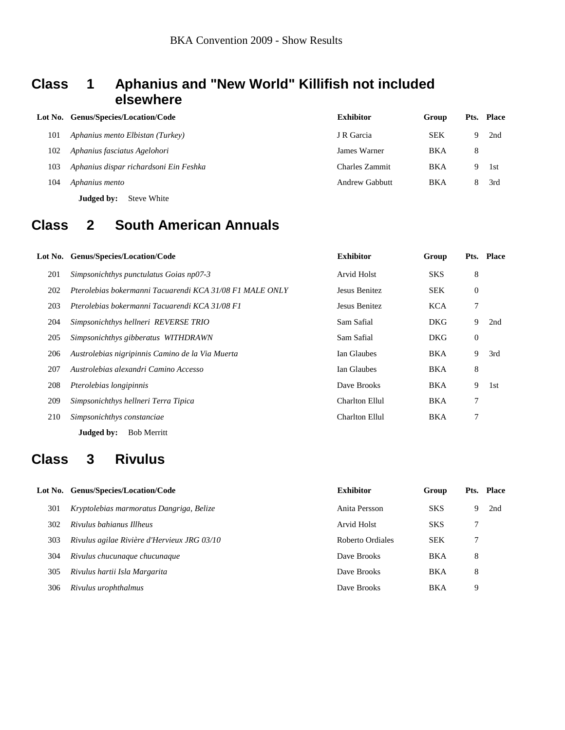BKA Convention 2009 - Show Results

## Class 1 Aphanius and "New World" Killifish not included elsewhere

| Lot No. | Genus/Species/Location/Code | Exhibitor | Group | Pts. | Place |
|---|---|---|---|---|---|
| 101 | *Aphanius mento Elbistan (Turkey)* | J R Garcia | SEK | 9 | 2nd |
| 102 | *Aphanius fasciatus Agelohori* | James Warner | BKA | 8 | |
| 103 | *Aphanius dispar richardsoni Ein Feshka* | Charles Zammit | BKA | 9 | 1st |
| 104 | *Aphanius mento* | Andrew Gabbutt | BKA | 8 | 3rd |

**Judged by:** Steve White

## Class 2 South American Annuals

| Lot No. | Genus/Species/Location/Code | Exhibitor | Group | Pts. | Place |
|---|---|---|---|---|---|
| 201 | *Simpsonichthys punctulatus Goias np07-3* | Arvid Holst | SKS | 8 | |
| 202 | *Pterolebias bokermanni Tacuarendi KCA 31/08 F1 MALE ONLY* | Jesus Benitez | SEK | 0 | |
| 203 | *Pterolebias bokermanni Tacuarendi KCA 31/08 F1* | Jesus Benitez | KCA | 7 | |
| 204 | *Simpsonichthys hellneri REVERSE TRIO* | Sam Safial | DKG | 9 | 2nd |
| 205 | *Simpsonichthys gibberatus WITHDRAWN* | Sam Safial | DKG | 0 | |
| 206 | *Austrolebias nigripinnis Camino de la Via Muerta* | Ian Glaubes | BKA | 9 | 3rd |
| 207 | *Austrolebias alexandri Camino Accesso* | Ian Glaubes | BKA | 8 | |
| 208 | *Pterolebias longipinnis* | Dave Brooks | BKA | 9 | 1st |
| 209 | *Simpsonichthys hellneri Terra Tipica* | Charlton Ellul | BKA | 7 | |
| 210 | *Simpsonichthys constanciae* | Charlton Ellul | BKA | 7 | |

**Judged by:** Bob Merritt

## Class 3 Rivulus

| Lot No. | Genus/Species/Location/Code | Exhibitor | Group | Pts. | Place |
|---|---|---|---|---|---|
| 301 | *Kryptolebias marmoratus Dangriga, Belize* | Anita Persson | SKS | 9 | 2nd |
| 302 | *Rivulus bahianus Illheus* | Arvid Holst | SKS | 7 | |
| 303 | *Rivulus agilae Rivière d'Hervieux JRG 03/10* | Roberto Ordiales | SEK | 7 | |
| 304 | *Rivulus chucunaque chucunaque* | Dave Brooks | BKA | 8 | |
| 305 | *Rivulus hartii Isla Margarita* | Dave Brooks | BKA | 8 | |
| 306 | *Rivulus urophthalmus* | Dave Brooks | BKA | 9 | |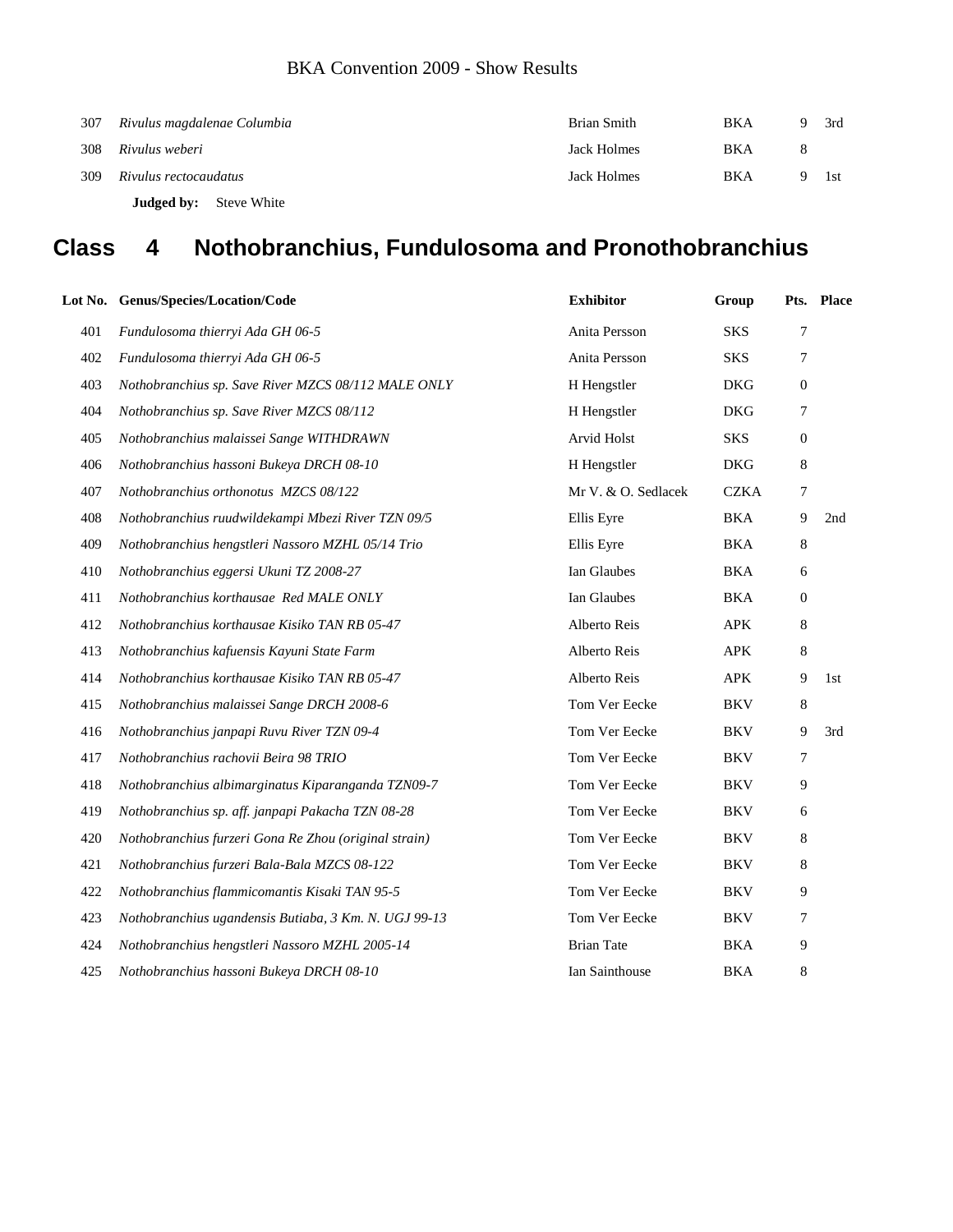| | | | | | |
|---|---|---|---|---|---|
| 307 | *Rivulus magdalenae Columbia* | Brian Smith | BKA | 9 | 3rd |
| 308 | *Rivulus weberi* | Jack Holmes | BKA | 8 | |
| 309 | *Rivulus rectocaudatus* | Jack Holmes | BKA | 9 | 1st |

**Judged by:** Steve White

## Class 4 Nothobranchius, Fundulosoma and Pronothobranchius

| Lot No. | Genus/Species/Location/Code | Exhibitor | Group | Pts. | Place |
|---|---|---|---|---|---|
| 401 | *Fundulosoma thierryi Ada GH 06-5* | Anita Persson | SKS | 7 | |
| 402 | *Fundulosoma thierryi Ada GH 06-5* | Anita Persson | SKS | 7 | |
| 403 | *Nothobranchius sp. Save River MZCS 08/112 MALE ONLY* | H Hengstler | DKG | 0 | |
| 404 | *Nothobranchius sp. Save River MZCS 08/112* | H Hengstler | DKG | 7 | |
| 405 | *Nothobranchius malaissei Sange WITHDRAWN* | Arvid Holst | SKS | 0 | |
| 406 | *Nothobranchius hassoni Bukeya DRCH 08-10* | H Hengstler | DKG | 8 | |
| 407 | *Nothobranchius orthonotus MZCS 08/122* | Mr V. & O. Sedlacek | CZKA | 7 | |
| 408 | *Nothobranchius ruudwildekampi Mbezi River TZN 09/5* | Ellis Eyre | BKA | 9 | 2nd |
| 409 | *Nothobranchius hengstleri Nassoro MZHL 05/14 Trio* | Ellis Eyre | BKA | 8 | |
| 410 | *Nothobranchius eggersi Ukuni TZ 2008-27* | Ian Glaubes | BKA | 6 | |
| 411 | *Nothobranchius korthausae Red MALE ONLY* | Ian Glaubes | BKA | 0 | |
| 412 | *Nothobranchius korthausae Kisiko TAN RB 05-47* | Alberto Reis | APK | 8 | |
| 413 | *Nothobranchius kafuensis Kayuni State Farm* | Alberto Reis | APK | 8 | |
| 414 | *Nothobranchius korthausae Kisiko TAN RB 05-47* | Alberto Reis | APK | 9 | 1st |
| 415 | *Nothobranchius malaissei Sange DRCH 2008-6* | Tom Ver Eecke | BKV | 8 | |
| 416 | *Nothobranchius janpapi Ruvu River TZN 09-4* | Tom Ver Eecke | BKV | 9 | 3rd |
| 417 | *Nothobranchius rachovii Beira 98 TRIO* | Tom Ver Eecke | BKV | 7 | |
| 418 | *Nothobranchius albimarginatus Kiparanganda TZN09-7* | Tom Ver Eecke | BKV | 9 | |
| 419 | *Nothobranchius sp. aff. janpapi Pakacha TZN 08-28* | Tom Ver Eecke | BKV | 6 | |
| 420 | *Nothobranchius furzeri Gona Re Zhou (original strain)* | Tom Ver Eecke | BKV | 8 | |
| 421 | *Nothobranchius furzeri Bala-Bala MZCS 08-122* | Tom Ver Eecke | BKV | 8 | |
| 422 | *Nothobranchius flammicomantis Kisaki TAN 95-5* | Tom Ver Eecke | BKV | 9 | |
| 423 | *Nothobranchius ugandensis Butiaba, 3 Km. N. UGJ 99-13* | Tom Ver Eecke | BKV | 7 | |
| 424 | *Nothobranchius hengstleri Nassoro MZHL 2005-14* | Brian Tate | BKA | 9 | |
| 425 | *Nothobranchius hassoni Bukeya DRCH 08-10* | Ian Sainthouse | BKA | 8 | |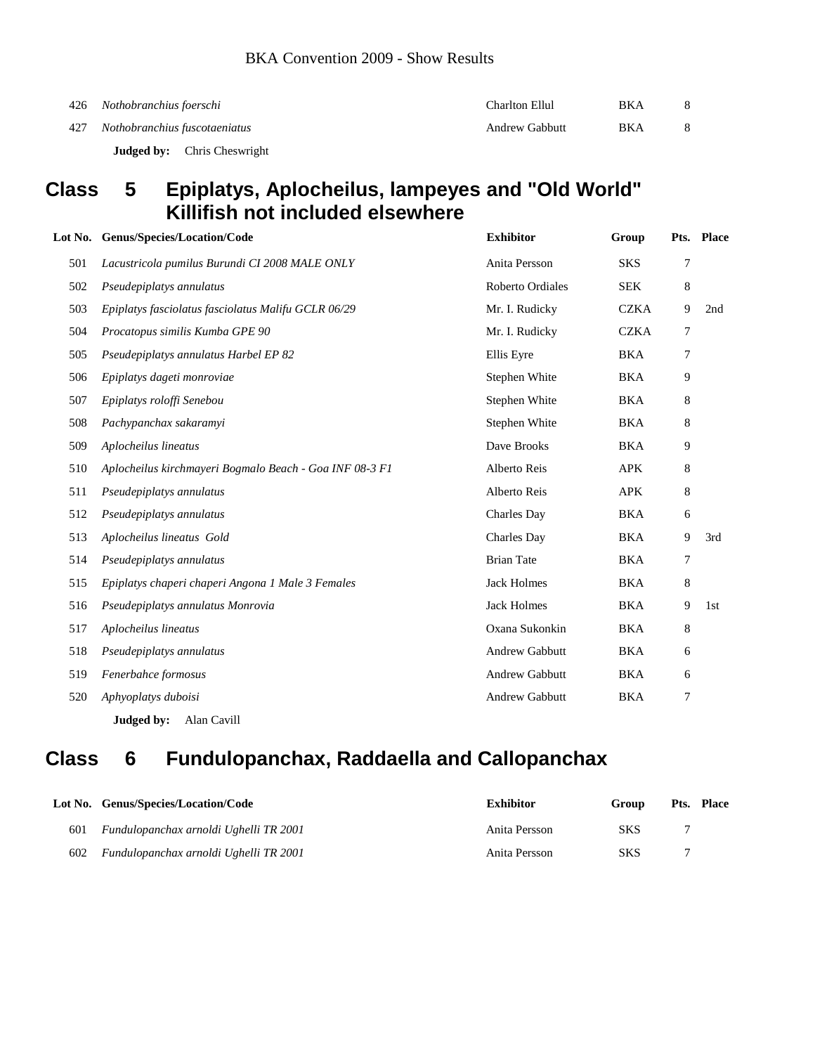| Lot No. | Genus/Species/Location/Code | Exhibitor | Group | Pts. | Place |
|---|---|---|---|---|---|
| 426 | *Nothobranchius foerschi* | Charlton Ellul | BKA | 8 | |
| 427 | *Nothobranchius fuscotaeniatus* | Andrew Gabbutt | BKA | 8 | |

**Judged by:** Chris Cheswright

## Class 5 Epiplatys, Aplocheilus, lampeyes and "Old World" Killifish not included elsewhere

| Lot No. | Genus/Species/Location/Code | Exhibitor | Group | Pts. | Place |
|---|---|---|---|---|---|
| 501 | *Lacustricola pumilus Burundi CI 2008 MALE ONLY* | Anita Persson | SKS | 7 | |
| 502 | *Pseudepiplatys annulatus* | Roberto Ordiales | SEK | 8 | |
| 503 | *Epiplatys fasciolatus fasciolatus Malifu GCLR 06/29* | Mr. I. Rudicky | CZKA | 9 | 2nd |
| 504 | *Procatopus similis Kumba GPE 90* | Mr. I. Rudicky | CZKA | 7 | |
| 505 | *Pseudepiplatys annulatus Harbel EP 82* | Ellis Eyre | BKA | 7 | |
| 506 | *Epiplatys dageti monroviae* | Stephen White | BKA | 9 | |
| 507 | *Epiplatys roloffi Senebou* | Stephen White | BKA | 8 | |
| 508 | *Pachypanchax sakaramyi* | Stephen White | BKA | 8 | |
| 509 | *Aplocheilus lineatus* | Dave Brooks | BKA | 9 | |
| 510 | *Aplocheilus kirchmayeri Bogmalo Beach - Goa INF 08-3 F1* | Alberto Reis | APK | 8 | |
| 511 | *Pseudepiplatys annulatus* | Alberto Reis | APK | 8 | |
| 512 | *Pseudepiplatys annulatus* | Charles Day | BKA | 6 | |
| 513 | *Aplocheilus lineatus Gold* | Charles Day | BKA | 9 | 3rd |
| 514 | *Pseudepiplatys annulatus* | Brian Tate | BKA | 7 | |
| 515 | *Epiplatys chaperi chaperi Angona 1 Male 3 Females* | Jack Holmes | BKA | 8 | |
| 516 | *Pseudepiplatys annulatus Monrovia* | Jack Holmes | BKA | 9 | 1st |
| 517 | *Aplocheilus lineatus* | Oxana Sukonkin | BKA | 8 | |
| 518 | *Pseudepiplatys annulatus* | Andrew Gabbutt | BKA | 6 | |
| 519 | *Fenerbahce formosus* | Andrew Gabbutt | BKA | 6 | |
| 520 | *Aphyoplatys duboisi* | Andrew Gabbutt | BKA | 7 | |

**Judged by:** Alan Cavill

## Class 6 Fundulopanchax, Raddaella and Callopanchax

| Lot No. | Genus/Species/Location/Code | Exhibitor | Group | Pts. | Place |
|---|---|---|---|---|---|
| 601 | *Fundulopanchax arnoldi Ughelli TR 2001* | Anita Persson | SKS | 7 | |
| 602 | *Fundulopanchax arnoldi Ughelli TR 2001* | Anita Persson | SKS | 7 | |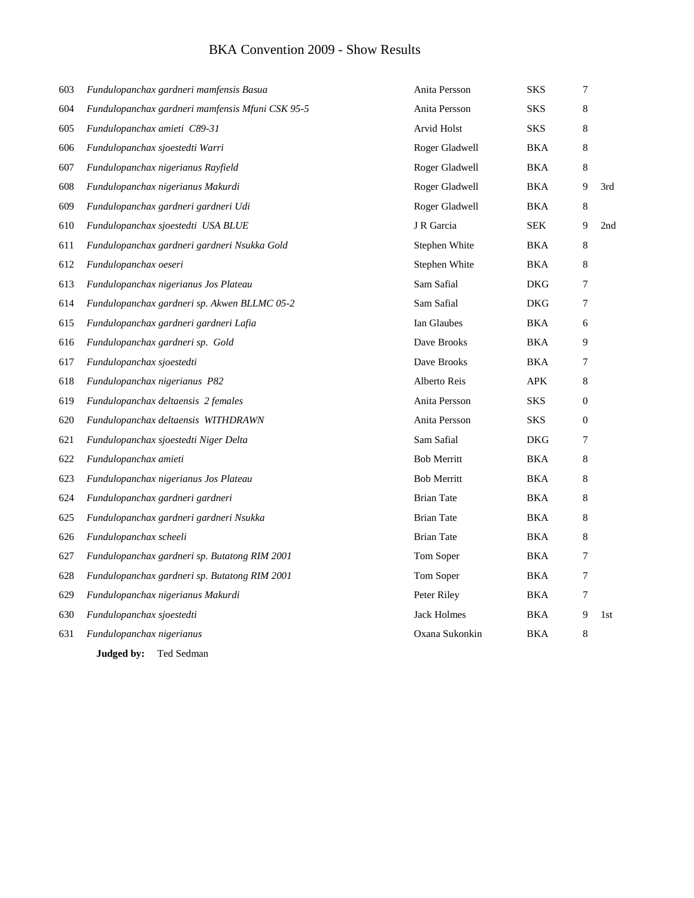# BKA Convention 2009 - Show Results

| | | | | | |
|---|---|---|---|---|---|
| 603 | *Fundulopanchax gardneri mamfensis Basua* | Anita Persson | SKS | 7 | |
| 604 | *Fundulopanchax gardneri mamfensis Mfuni CSK 95-5* | Anita Persson | SKS | 8 | |
| 605 | *Fundulopanchax amieti C89-31* | Arvid Holst | SKS | 8 | |
| 606 | *Fundulopanchax sjoestedti Warri* | Roger Gladwell | BKA | 8 | |
| 607 | *Fundulopanchax nigerianus Rayfield* | Roger Gladwell | BKA | 8 | |
| 608 | *Fundulopanchax nigerianus Makurdi* | Roger Gladwell | BKA | 9 | 3rd |
| 609 | *Fundulopanchax gardneri gardneri Udi* | Roger Gladwell | BKA | 8 | |
| 610 | *Fundulopanchax sjoestedti USA BLUE* | J R Garcia | SEK | 9 | 2nd |
| 611 | *Fundulopanchax gardneri gardneri Nsukka Gold* | Stephen White | BKA | 8 | |
| 612 | *Fundulopanchax oeseri* | Stephen White | BKA | 8 | |
| 613 | *Fundulopanchax nigerianus Jos Plateau* | Sam Safial | DKG | 7 | |
| 614 | *Fundulopanchax gardneri sp. Akwen BLLMC 05-2* | Sam Safial | DKG | 7 | |
| 615 | *Fundulopanchax gardneri gardneri Lafia* | Ian Glaubes | BKA | 6 | |
| 616 | *Fundulopanchax gardneri sp. Gold* | Dave Brooks | BKA | 9 | |
| 617 | *Fundulopanchax sjoestedti* | Dave Brooks | BKA | 7 | |
| 618 | *Fundulopanchax nigerianus P82* | Alberto Reis | APK | 8 | |
| 619 | *Fundulopanchax deltaensis 2 females* | Anita Persson | SKS | 0 | |
| 620 | *Fundulopanchax deltaensis WITHDRAWN* | Anita Persson | SKS | 0 | |
| 621 | *Fundulopanchax sjoestedti Niger Delta* | Sam Safial | DKG | 7 | |
| 622 | *Fundulopanchax amieti* | Bob Merritt | BKA | 8 | |
| 623 | *Fundulopanchax nigerianus Jos Plateau* | Bob Merritt | BKA | 8 | |
| 624 | *Fundulopanchax gardneri gardneri* | Brian Tate | BKA | 8 | |
| 625 | *Fundulopanchax gardneri gardneri Nsukka* | Brian Tate | BKA | 8 | |
| 626 | *Fundulopanchax scheeli* | Brian Tate | BKA | 8 | |
| 627 | *Fundulopanchax gardneri sp. Butatong RIM 2001* | Tom Soper | BKA | 7 | |
| 628 | *Fundulopanchax gardneri sp. Butatong RIM 2001* | Tom Soper | BKA | 7 | |
| 629 | *Fundulopanchax nigerianus Makurdi* | Peter Riley | BKA | 7 | |
| 630 | *Fundulopanchax sjoestedti* | Jack Holmes | BKA | 9 | 1st |
| 631 | *Fundulopanchax nigerianus* | Oxana Sukonkin | BKA | 8 | |

**Judged by:** Ted Sedman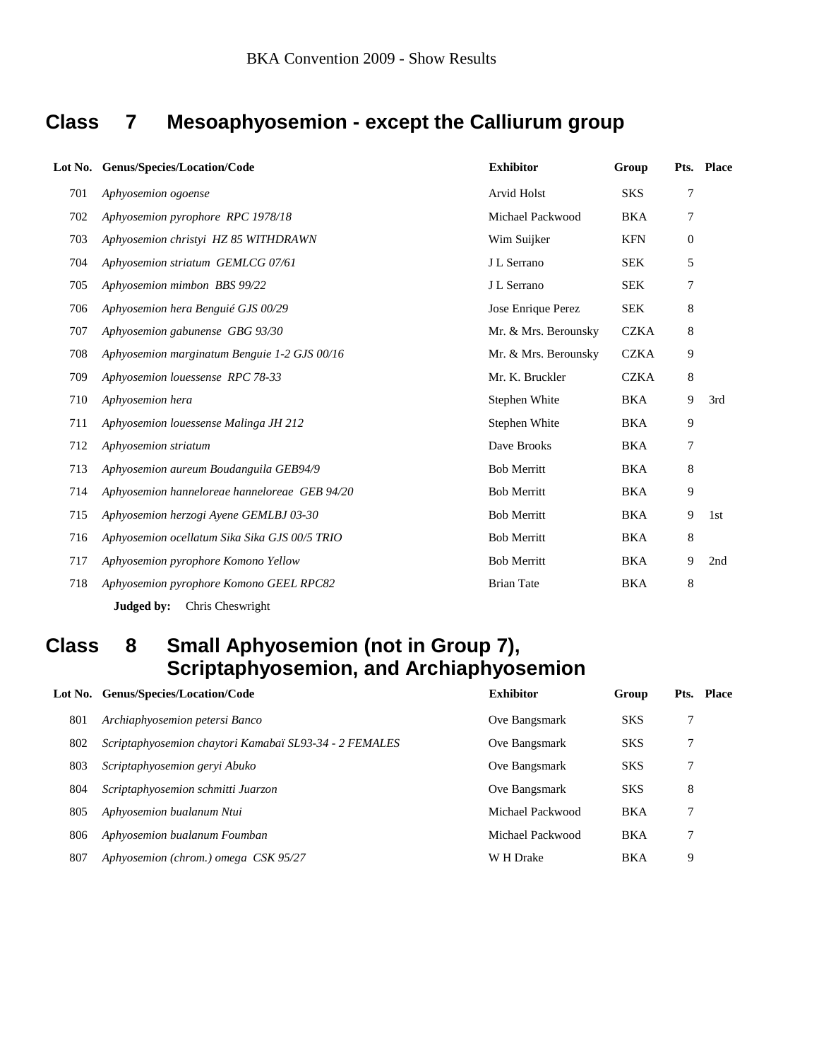BKA Convention 2009 - Show Results

## Class 7 Mesoaphyosemion - except the Calliurum group

| Lot No. | Genus/Species/Location/Code | Exhibitor | Group | Pts. | Place |
|---|---|---|---|---|---|
| 701 | *Aphyosemion ogoense* | Arvid Holst | SKS | 7 | |
| 702 | *Aphyosemion pyrophore RPC 1978/18* | Michael Packwood | BKA | 7 | |
| 703 | *Aphyosemion christyi HZ 85 WITHDRAWN* | Wim Suijker | KFN | 0 | |
| 704 | *Aphyosemion striatum GEMLCG 07/61* | J L Serrano | SEK | 5 | |
| 705 | *Aphyosemion mimbon BBS 99/22* | J L Serrano | SEK | 7 | |
| 706 | *Aphyosemion hera Benguié GJS 00/29* | Jose Enrique Perez | SEK | 8 | |
| 707 | *Aphyosemion gabunense GBG 93/30* | Mr. & Mrs. Berounsky | CZKA | 8 | |
| 708 | *Aphyosemion marginatum Benguie 1-2 GJS 00/16* | Mr. & Mrs. Berounsky | CZKA | 9 | |
| 709 | *Aphyosemion louessense RPC 78-33* | Mr. K. Bruckler | CZKA | 8 | |
| 710 | *Aphyosemion hera* | Stephen White | BKA | 9 | 3rd |
| 711 | *Aphyosemion louessense Malinga JH 212* | Stephen White | BKA | 9 | |
| 712 | *Aphyosemion striatum* | Dave Brooks | BKA | 7 | |
| 713 | *Aphyosemion aureum Boudanguila GEB94/9* | Bob Merritt | BKA | 8 | |
| 714 | *Aphyosemion hanneloreae hanneloreae GEB 94/20* | Bob Merritt | BKA | 9 | |
| 715 | *Aphyosemion herzogi Ayene GEMLBJ 03-30* | Bob Merritt | BKA | 9 | 1st |
| 716 | *Aphyosemion ocellatum Sika Sika GJS 00/5 TRIO* | Bob Merritt | BKA | 8 | |
| 717 | *Aphyosemion pyrophore Komono Yellow* | Bob Merritt | BKA | 9 | 2nd |
| 718 | *Aphyosemion pyrophore Komono GEEL RPC82* | Brian Tate | BKA | 8 | |

**Judged by:** Chris Cheswright

## Class 8 Small Aphyosemion (not in Group 7), Scriptaphyosemion, and Archiaphyosemion

| Lot No. | Genus/Species/Location/Code | Exhibitor | Group | Pts. | Place |
|---|---|---|---|---|---|
| 801 | *Archiaphyosemion petersi Banco* | Ove Bangsmark | SKS | 7 | |
| 802 | *Scriptaphyosemion chaytori Kamabaï SL93-34 - 2 FEMALES* | Ove Bangsmark | SKS | 7 | |
| 803 | *Scriptaphyosemion geryi Abuko* | Ove Bangsmark | SKS | 7 | |
| 804 | *Scriptaphyosemion schmitti Juarzon* | Ove Bangsmark | SKS | 8 | |
| 805 | *Aphyosemion bualanum Ntui* | Michael Packwood | BKA | 7 | |
| 806 | *Aphyosemion bualanum Foumban* | Michael Packwood | BKA | 7 | |
| 807 | *Aphyosemion (chrom.) omega CSK 95/27* | W H Drake | BKA | 9 | |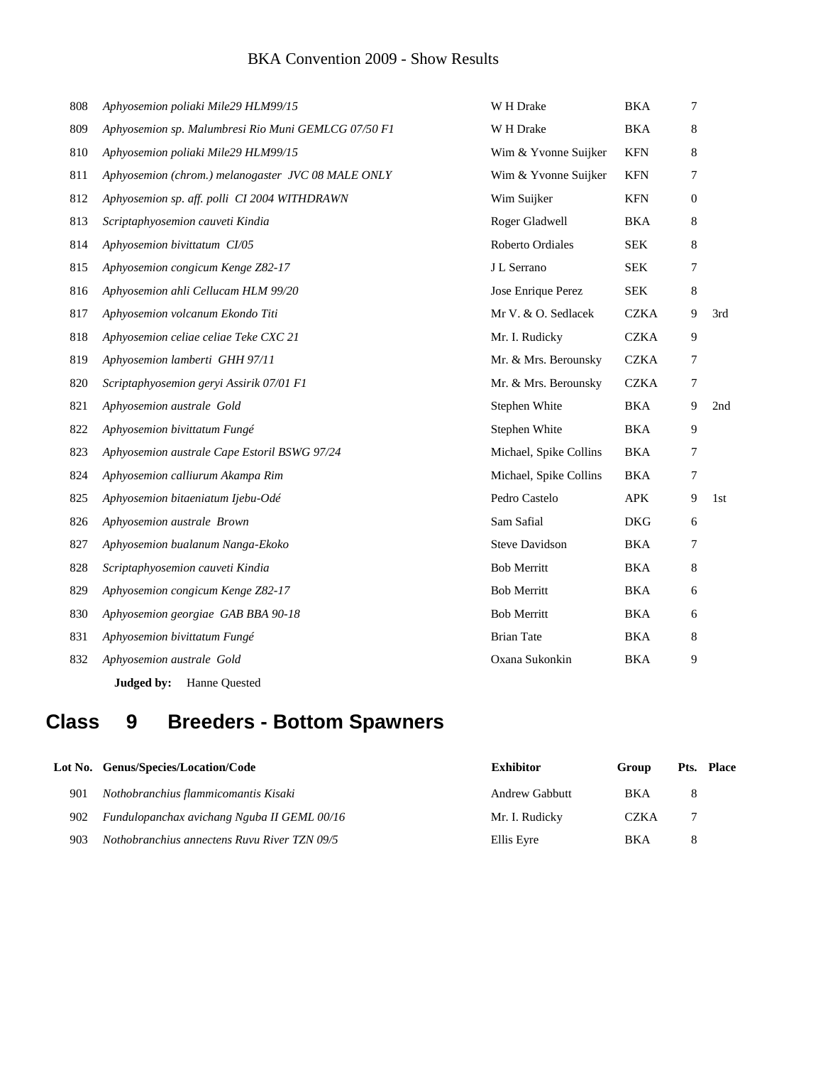| | | | | | |
|---|---|---|---|---|---|
| 808 | *Aphyosemion poliaki Mile29 HLM99/15* | W H Drake | BKA | 7 | |
| 809 | *Aphyosemion sp. Malumbresi Rio Muni GEMLCG 07/50 F1* | W H Drake | BKA | 8 | |
| 810 | *Aphyosemion poliaki Mile29 HLM99/15* | Wim & Yvonne Suijker | KFN | 8 | |
| 811 | *Aphyosemion (chrom.) melanogaster JVC 08 MALE ONLY* | Wim & Yvonne Suijker | KFN | 7 | |
| 812 | *Aphyosemion sp. aff. polli CI 2004 WITHDRAWN* | Wim Suijker | KFN | 0 | |
| 813 | *Scriptaphyosemion cauveti Kindia* | Roger Gladwell | BKA | 8 | |
| 814 | *Aphyosemion bivittatum CI/05* | Roberto Ordiales | SEK | 8 | |
| 815 | *Aphyosemion congicum Kenge Z82-17* | J L Serrano | SEK | 7 | |
| 816 | *Aphyosemion ahli Cellucam HLM 99/20* | Jose Enrique Perez | SEK | 8 | |
| 817 | *Aphyosemion volcanum Ekondo Titi* | Mr V. & O. Sedlacek | CZKA | 9 | 3rd |
| 818 | *Aphyosemion celiae celiae Teke CXC 21* | Mr. I. Rudicky | CZKA | 9 | |
| 819 | *Aphyosemion lamberti GHH 97/11* | Mr. & Mrs. Berounsky | CZKA | 7 | |
| 820 | *Scriptaphyosemion geryi Assirik 07/01 F1* | Mr. & Mrs. Berounsky | CZKA | 7 | |
| 821 | *Aphyosemion australe Gold* | Stephen White | BKA | 9 | 2nd |
| 822 | *Aphyosemion bivittatum Fungé* | Stephen White | BKA | 9 | |
| 823 | *Aphyosemion australe Cape Estoril BSWG 97/24* | Michael, Spike Collins | BKA | 7 | |
| 824 | *Aphyosemion calliurum Akampa Rim* | Michael, Spike Collins | BKA | 7 | |
| 825 | *Aphyosemion bitaeniatum Ijebu-Odé* | Pedro Castelo | APK | 9 | 1st |
| 826 | *Aphyosemion australe Brown* | Sam Safial | DKG | 6 | |
| 827 | *Aphyosemion bualanum Nanga-Ekoko* | Steve Davidson | BKA | 7 | |
| 828 | *Scriptaphyosemion cauveti Kindia* | Bob Merritt | BKA | 8 | |
| 829 | *Aphyosemion congicum Kenge Z82-17* | Bob Merritt | BKA | 6 | |
| 830 | *Aphyosemion georgiae GAB BBA 90-18* | Bob Merritt | BKA | 6 | |
| 831 | *Aphyosemion bivittatum Fungé* | Brian Tate | BKA | 8 | |
| 832 | *Aphyosemion australe Gold* | Oxana Sukonkin | BKA | 9 | |

**Judged by:** Hanne Quested

## Class 9 Breeders - Bottom Spawners

| Lot No. | Genus/Species/Location/Code | Exhibitor | Group | Pts. | Place |
|---|---|---|---|---|---|
| 901 | *Nothobranchius flammicomantis Kisaki* | Andrew Gabbutt | BKA | 8 | |
| 902 | *Fundulopanchax avichang Nguba II GEML 00/16* | Mr. I. Rudicky | CZKA | 7 | |
| 903 | *Nothobranchius annectens Ruvu River TZN 09/5* | Ellis Eyre | BKA | 8 | |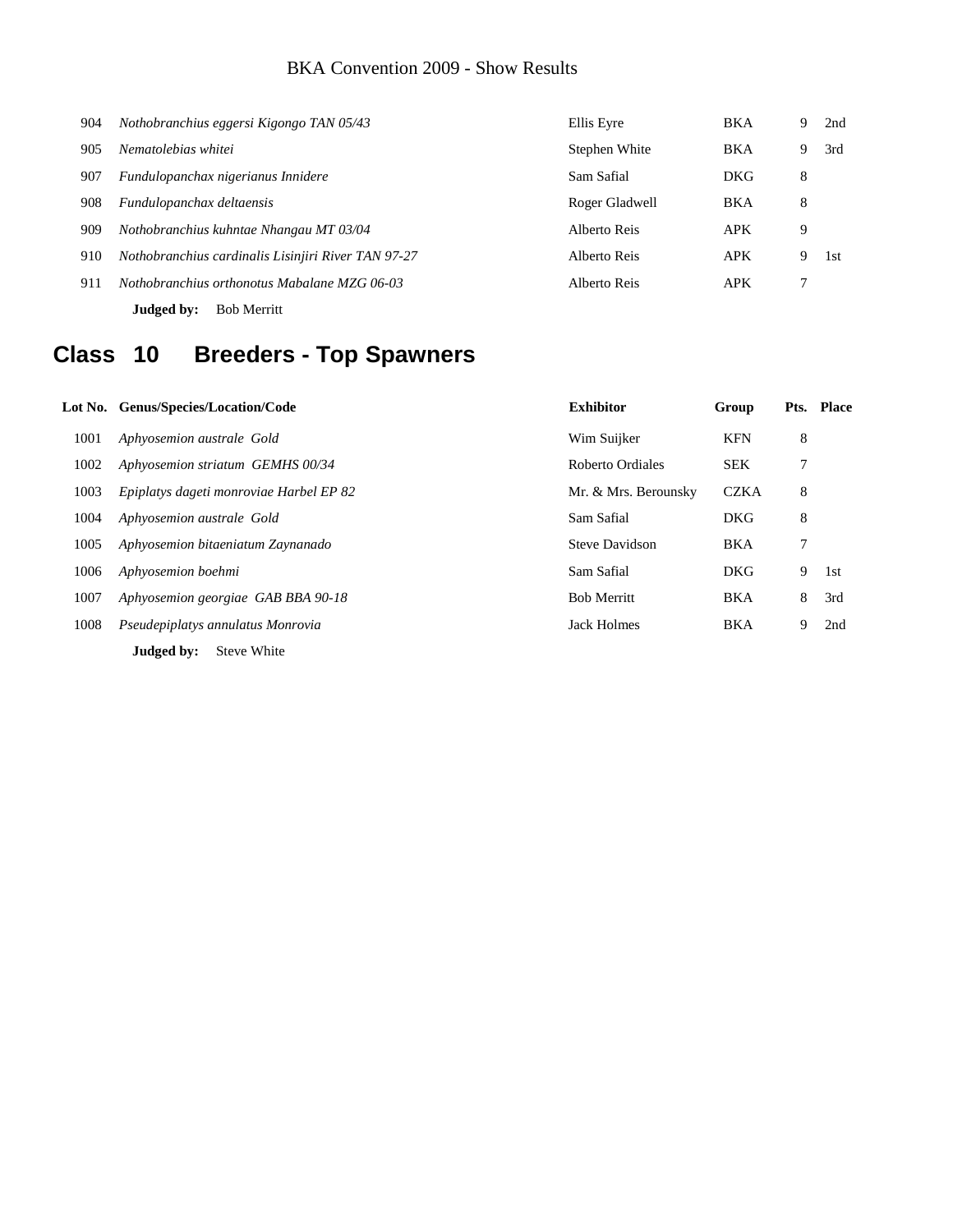| | | | | | |
|---|---|---|---|---|---|
| 904 | *Nothobranchius eggersi Kigongo TAN 05/43* | Ellis Eyre | BKA | 9 | 2nd |
| 905 | *Nematolebias whitei* | Stephen White | BKA | 9 | 3rd |
| 907 | *Fundulopanchax nigerianus Innidere* | Sam Safial | DKG | 8 | |
| 908 | *Fundulopanchax deltaensis* | Roger Gladwell | BKA | 8 | |
| 909 | *Nothobranchius kuhntae Nhangau MT 03/04* | Alberto Reis | APK | 9 | |
| 910 | *Nothobranchius cardinalis Lisinjiri River TAN 97-27* | Alberto Reis | APK | 9 | 1st |
| 911 | *Nothobranchius orthonotus Mabalane MZG 06-03* | Alberto Reis | APK | 7 | |

**Judged by:** Bob Merritt

## Class 10 Breeders - Top Spawners

| Lot No. | Genus/Species/Location/Code | Exhibitor | Group | Pts. | Place |
|---|---|---|---|---|---|
| 1001 | *Aphyosemion australe Gold* | Wim Suijker | KFN | 8 | |
| 1002 | *Aphyosemion striatum GEMHS 00/34* | Roberto Ordiales | SEK | 7 | |
| 1003 | *Epiplatys dageti monroviae Harbel EP 82* | Mr. & Mrs. Berounsky | CZKA | 8 | |
| 1004 | *Aphyosemion australe Gold* | Sam Safial | DKG | 8 | |
| 1005 | *Aphyosemion bitaeniatum Zaynanado* | Steve Davidson | BKA | 7 | |
| 1006 | *Aphyosemion boehmi* | Sam Safial | DKG | 9 | 1st |
| 1007 | *Aphyosemion georgiae GAB BBA 90-18* | Bob Merritt | BKA | 8 | 3rd |
| 1008 | *Pseudepiplatys annulatus Monrovia* | Jack Holmes | BKA | 9 | 2nd |

**Judged by:** Steve White